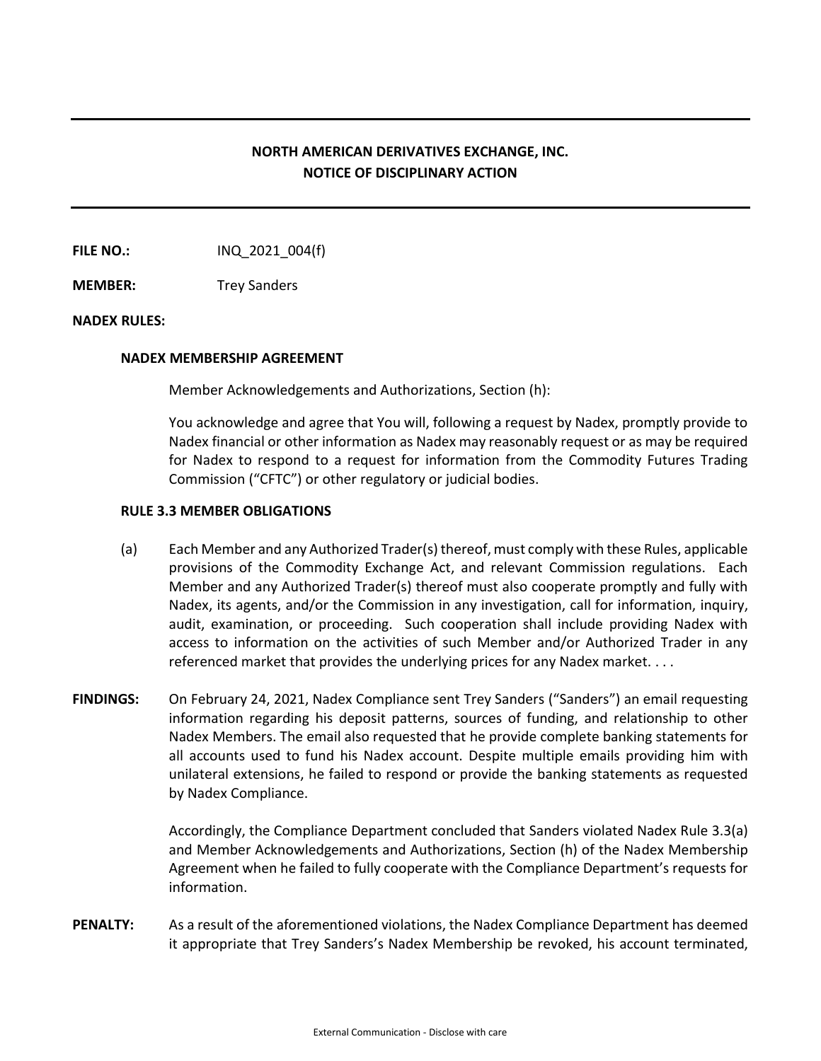# NORTH AMERICAN DERIVATIVES EXCHANGE, INC.
# NOTICE OF DISCIPLINARY ACTION

**FILE NO.:** INQ_2021_004(f)

**MEMBER:** Trey Sanders

**NADEX RULES:**

**NADEX MEMBERSHIP AGREEMENT**

Member Acknowledgements and Authorizations, Section (h):

You acknowledge and agree that You will, following a request by Nadex, promptly provide to Nadex financial or other information as Nadex may reasonably request or as may be required for Nadex to respond to a request for information from the Commodity Futures Trading Commission ("CFTC") or other regulatory or judicial bodies.

**RULE 3.3 MEMBER OBLIGATIONS**

(a) Each Member and any Authorized Trader(s) thereof, must comply with these Rules, applicable provisions of the Commodity Exchange Act, and relevant Commission regulations. Each Member and any Authorized Trader(s) thereof must also cooperate promptly and fully with Nadex, its agents, and/or the Commission in any investigation, call for information, inquiry, audit, examination, or proceeding. Such cooperation shall include providing Nadex with access to information on the activities of such Member and/or Authorized Trader in any referenced market that provides the underlying prices for any Nadex market. . . .

**FINDINGS:** On February 24, 2021, Nadex Compliance sent Trey Sanders ("Sanders") an email requesting information regarding his deposit patterns, sources of funding, and relationship to other Nadex Members. The email also requested that he provide complete banking statements for all accounts used to fund his Nadex account. Despite multiple emails providing him with unilateral extensions, he failed to respond or provide the banking statements as requested by Nadex Compliance.

Accordingly, the Compliance Department concluded that Sanders violated Nadex Rule 3.3(a) and Member Acknowledgements and Authorizations, Section (h) of the Nadex Membership Agreement when he failed to fully cooperate with the Compliance Department's requests for information.

**PENALTY:** As a result of the aforementioned violations, the Nadex Compliance Department has deemed it appropriate that Trey Sanders's Nadex Membership be revoked, his account terminated,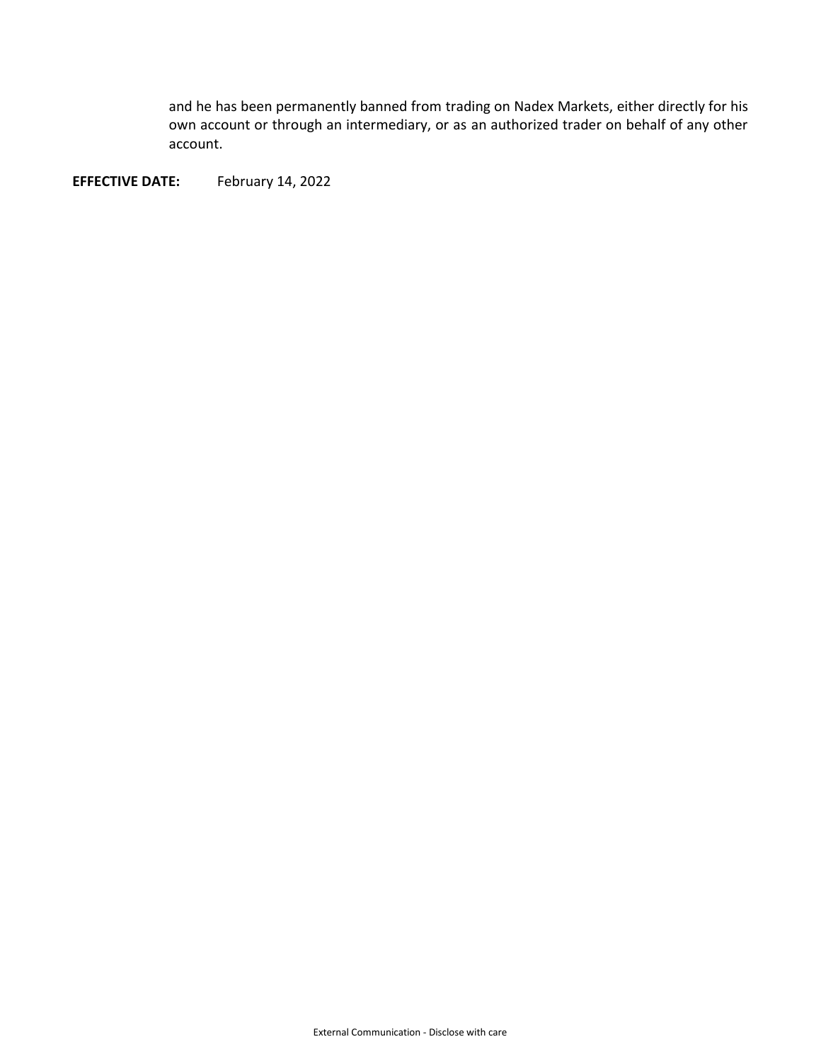and he has been permanently banned from trading on Nadex Markets, either directly for his own account or through an intermediary, or as an authorized trader on behalf of any other account.

**EFFECTIVE DATE:** February 14, 2022